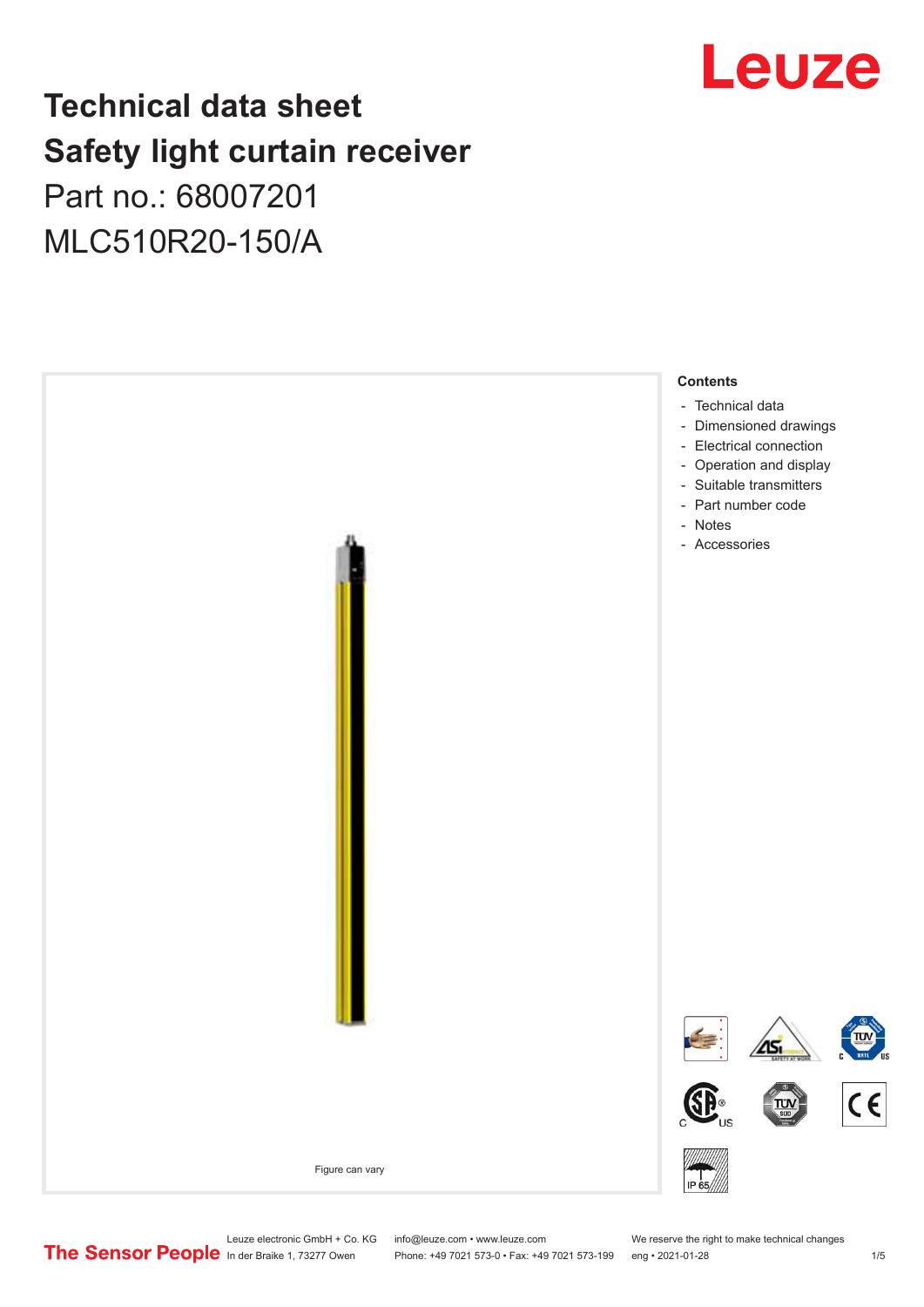# Technical data sheet
# Safety light curtain receiver

Part no.: 68007201

MLC510R20-150/A

Figure can vary

**Contents**

- Technical data
- Dimensioned drawings
- Electrical connection
- Operation and display
- Suitable transmitters
- Part number code
- Notes
- Accessories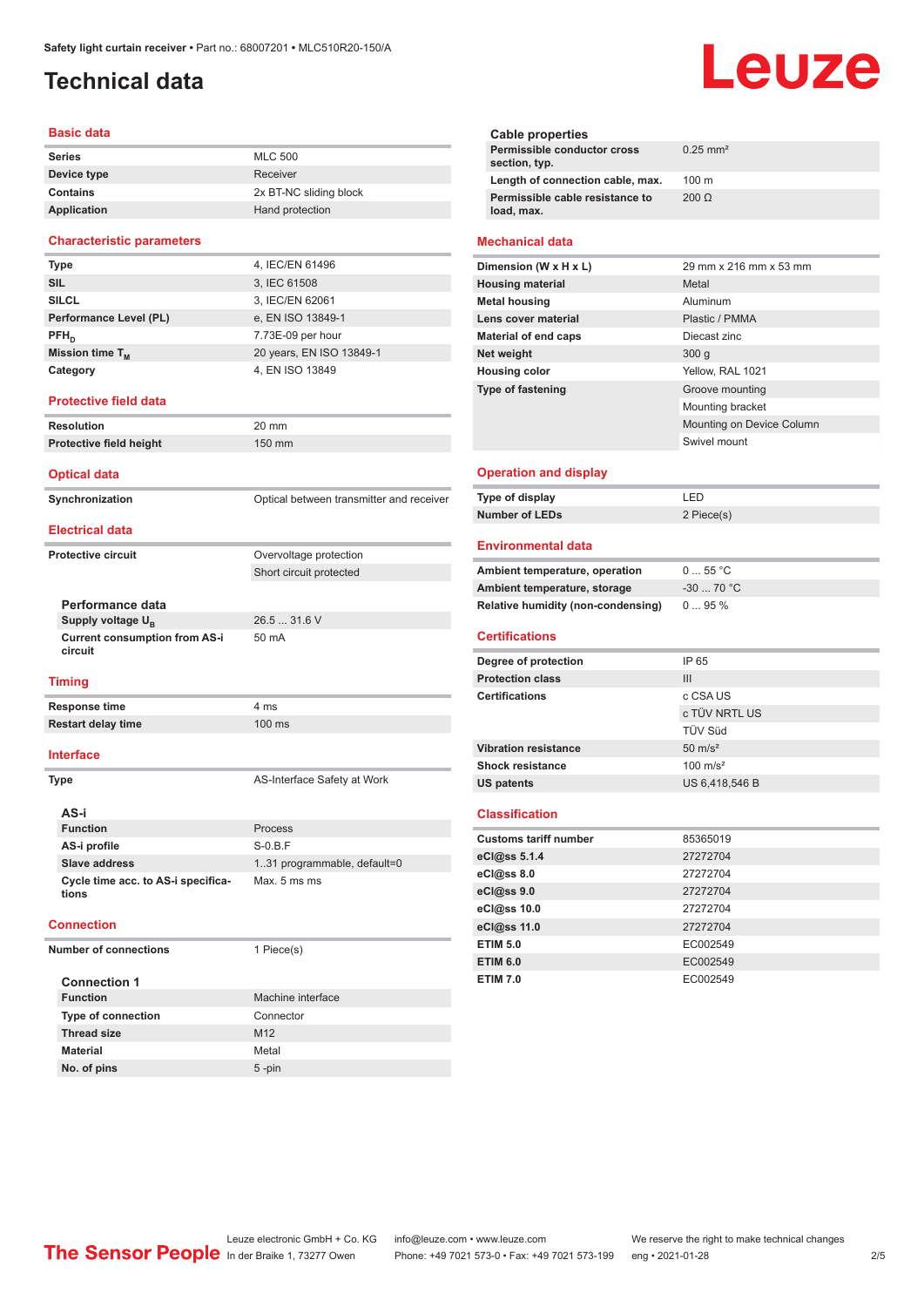# Technical data

## Basic data

| | |
|---|---|
| Series | MLC 500 |
| Device type | Receiver |
| Contains | 2x BT-NC sliding block |
| Application | Hand protection |

## Characteristic parameters

| | |
|---|---|
| Type | 4, IEC/EN 61496 |
| SIL | 3, IEC 61508 |
| SILCL | 3, IEC/EN 62061 |
| Performance Level (PL) | e, EN ISO 13849-1 |
| $PFH_D$ | 7.73E-09 per hour |
| Mission time $T_M$ | 20 years, EN ISO 13849-1 |
| Category | 4, EN ISO 13849 |

## Protective field data

| | |
|---|---|
| Resolution | 20 mm |
| Protective field height | 150 mm |

## Optical data

| | |
|---|---|
| Synchronization | Optical between transmitter and receiver |

## Electrical data

| | |
|---|---|
| Protective circuit | Overvoltage protection |
| | Short circuit protected |

### Performance data

| | |
|---|---|
| Supply voltage $U_B$ | 26.5 ... 31.6 V |
| Current consumption from AS-i circuit | 50 mA |

## Timing

| | |
|---|---|
| Response time | 4 ms |
| Restart delay time | 100 ms |

## Interface

| | |
|---|---|
| Type | AS-Interface Safety at Work |

### AS-i

| | |
|---|---|
| Function | Process |
| AS-i profile | S-0.B.F |
| Slave address | 1..31 programmable, default=0 |
| Cycle time acc. to AS-i specifications | Max. 5 ms ms |

## Connection

| | |
|---|---|
| Number of connections | 1 Piece(s) |

### Connection 1

| | |
|---|---|
| Function | Machine interface |
| Type of connection | Connector |
| Thread size | M12 |
| Material | Metal |
| No. of pins | 5 -pin |

### Cable properties

| | |
|---|---|
| Permissible conductor cross section, typ. | 0.25 mm² |
| Length of connection cable, max. | 100 m |
| Permissible cable resistance to load, max. | 200 Ω |

## Mechanical data

| | |
|---|---|
| Dimension (W x H x L) | 29 mm x 216 mm x 53 mm |
| Housing material | Metal |
| Metal housing | Aluminum |
| Lens cover material | Plastic / PMMA |
| Material of end caps | Diecast zinc |
| Net weight | 300 g |
| Housing color | Yellow, RAL 1021 |
| Type of fastening | Groove mounting |
| | Mounting bracket |
| | Mounting on Device Column |
| | Swivel mount |

## Operation and display

| | |
|---|---|
| Type of display | LED |
| Number of LEDs | 2 Piece(s) |

## Environmental data

| | |
|---|---|
| Ambient temperature, operation | 0 ... 55 °C |
| Ambient temperature, storage | -30 ... 70 °C |
| Relative humidity (non-condensing) | 0 ... 95 % |

## Certifications

| | |
|---|---|
| Degree of protection | IP 65 |
| Protection class | III |
| Certifications | c CSA US |
| | c TÜV NRTL US |
| | TÜV Süd |
| Vibration resistance | 50 m/s² |
| Shock resistance | 100 m/s² |
| US patents | US 6,418,546 B |

## Classification

| | |
|---|---|
| Customs tariff number | 85365019 |
| eCl@ss 5.1.4 | 27272704 |
| eCl@ss 8.0 | 27272704 |
| eCl@ss 9.0 | 27272704 |
| eCl@ss 10.0 | 27272704 |
| eCl@ss 11.0 | 27272704 |
| ETIM 5.0 | EC002549 |
| ETIM 6.0 | EC002549 |
| ETIM 7.0 | EC002549 |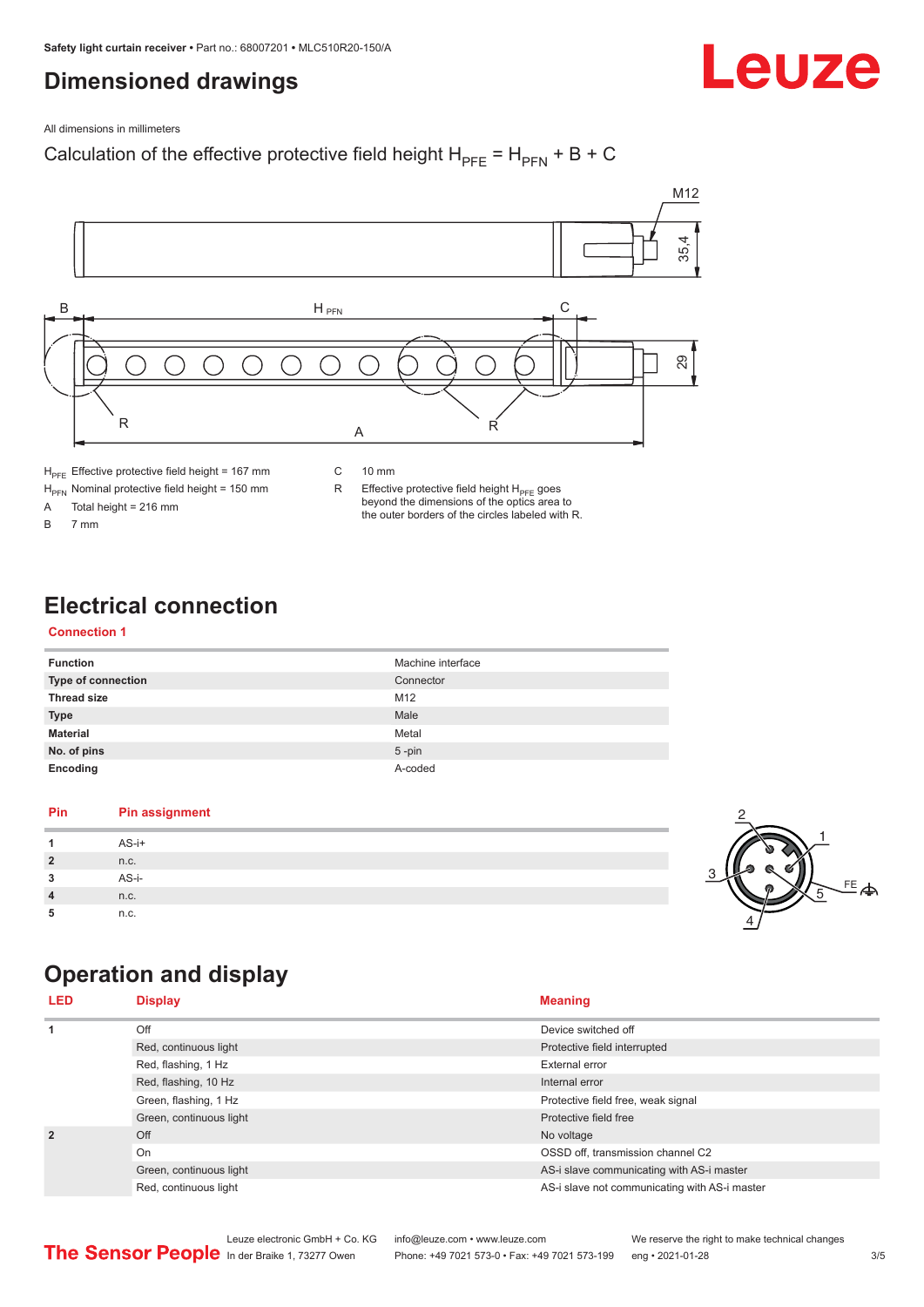# Dimensioned drawings

All dimensions in millimeters

Calculation of the effective protective field height $H_{PFE} = H_{PFN} + B + C$

| | | | |
|---|---|---|---|
| $H_{PFE}$ | Effective protective field height = 167 mm | C | 10 mm |
| $H_{PFN}$ | Nominal protective field height = 150 mm | R | Effective protective field height $H_{PFE}$ goes beyond the dimensions of the optics area to the outer borders of the circles labeled with R. |
| A | Total height = 216 mm | | |
| B | 7 mm | | |

# Electrical connection

## Connection 1

| | |
|---|---|
| **Function** | Machine interface |
| **Type of connection** | Connector |
| **Thread size** | M12 |
| **Type** | Male |
| **Material** | Metal |
| **No. of pins** | 5 -pin |
| **Encoding** | A-coded |

| Pin | Pin assignment |
|---|---|
| **1** | AS-i+ |
| **2** | n.c. |
| **3** | AS-i- |
| **4** | n.c. |
| **5** | n.c. |

# Operation and display

| LED | Display | Meaning |
|---|---|---|
| **1** | Off | Device switched off |
| | Red, continuous light | Protective field interrupted |
| | Red, flashing, 1 Hz | External error |
| | Red, flashing, 10 Hz | Internal error |
| | Green, flashing, 1 Hz | Protective field free, weak signal |
| | Green, continuous light | Protective field free |
| **2** | Off | No voltage |
| | On | OSSD off, transmission channel C2 |
| | Green, continuous light | AS-i slave communicating with AS-i master |
| | Red, continuous light | AS-i slave not communicating with AS-i master |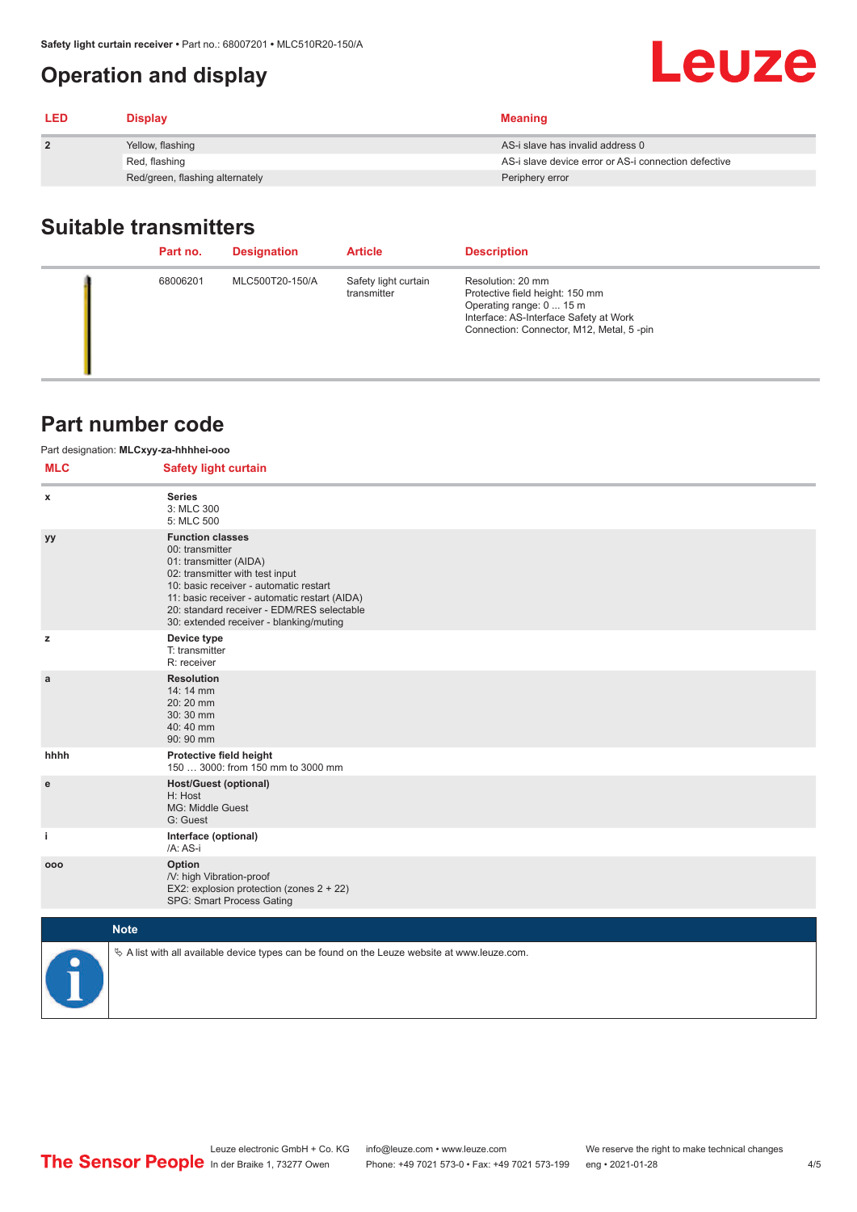# Operation and display

| LED | Display | Meaning |
|---|---|---|
| 2 | Yellow, flashing | AS-i slave has invalid address 0 |
| | Red, flashing | AS-i slave device error or AS-i connection defective |
| | Red/green, flashing alternately | Periphery error |

## Suitable transmitters

| | Part no. | Designation | Article | Description |
|---|---|---|---|---|
| | 68006201 | MLC500T20-150/A | Safety light curtain transmitter | Resolution: 20 mm<br>Protective field height: 150 mm<br>Operating range: 0 ... 15 m<br>Interface: AS-Interface Safety at Work<br>Connection: Connector, M12, Metal, 5 -pin |

## Part number code

Part designation: **MLCxyy-za-hhhhei-ooo**

| MLC | Safety light curtain |
|---|---|
| x | **Series**<br>3: MLC 300<br>5: MLC 500 |
| yy | **Function classes**<br>00: transmitter<br>01: transmitter (AIDA)<br>02: transmitter with test input<br>10: basic receiver - automatic restart<br>11: basic receiver - automatic restart (AIDA)<br>20: standard receiver - EDM/RES selectable<br>30: extended receiver - blanking/muting |
| z | **Device type**<br>T: transmitter<br>R: receiver |
| a | **Resolution**<br>14: 14 mm<br>20: 20 mm<br>30: 30 mm<br>40: 40 mm<br>90: 90 mm |
| hhhh | **Protective field height**<br>150 … 3000: from 150 mm to 3000 mm |
| e | **Host/Guest (optional)**<br>H: Host<br>MG: Middle Guest<br>G: Guest |
| i | **Interface (optional)**<br>/A: AS-i |
| ooo | **Option**<br>/V: high Vibration-proof<br>EX2: explosion protection (zones 2 + 22)<br>SPG: Smart Process Gating |

**Note**

↳ A list with all available device types can be found on the Leuze website at www.leuze.com.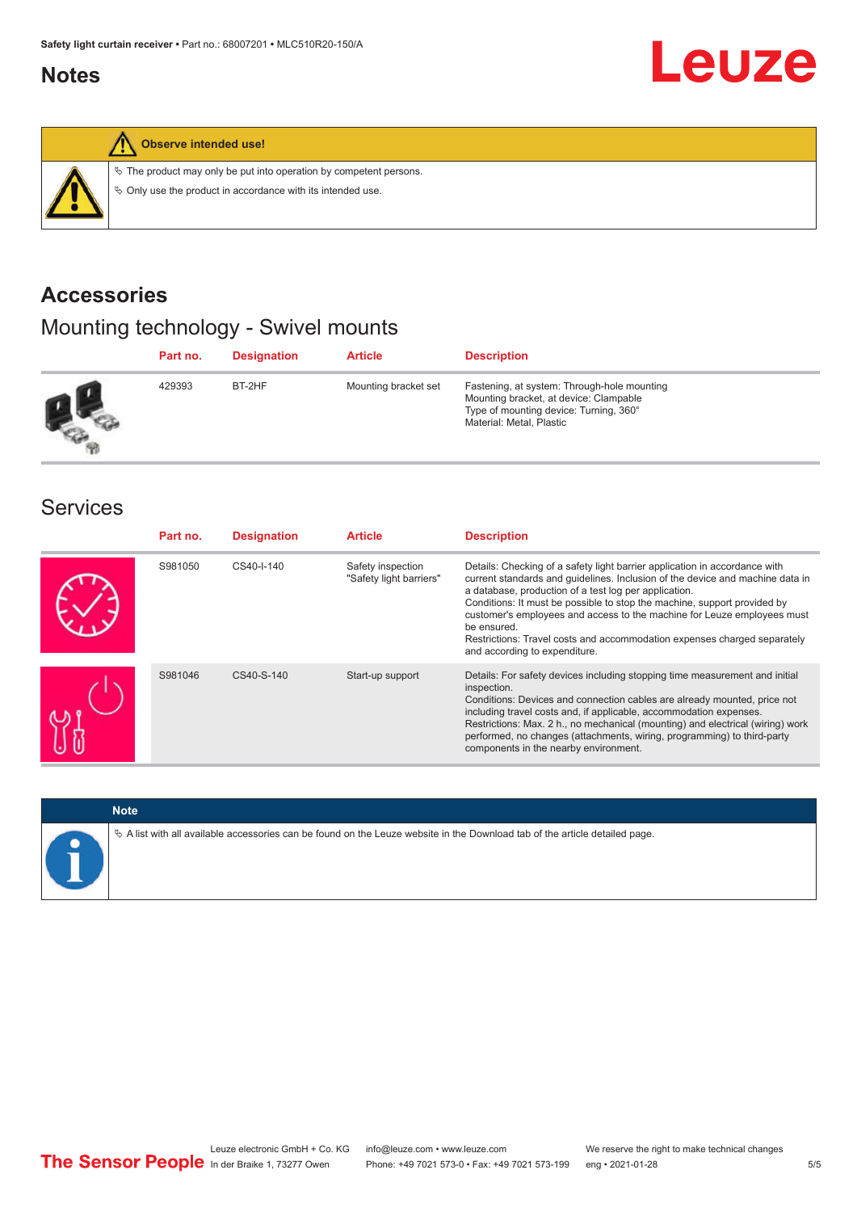## Notes

**Observe intended use!**

- ✎ The product may only be put into operation by competent persons.
- ✎ Only use the product in accordance with its intended use.

## Accessories

### Mounting technology - Swivel mounts

| | Part no. | Designation | Article | Description |
|---|---|---|---|---|
| | 429393 | BT-2HF | Mounting bracket set | Fastening, at system: Through-hole mounting<br>Mounting bracket, at device: Clampable<br>Type of mounting device: Turning, 360°<br>Material: Metal, Plastic |

### Services

| | Part no. | Designation | Article | Description |
|---|---|---|---|---|
| | S981050 | CS40-I-140 | Safety inspection "Safety light barriers" | Details: Checking of a safety light barrier application in accordance with current standards and guidelines. Inclusion of the device and machine data in a database, production of a test log per application.<br>Conditions: It must be possible to stop the machine, support provided by customer's employees and access to the machine for Leuze employees must be ensured.<br>Restrictions: Travel costs and accommodation expenses charged separately and according to expenditure. |
| | S981046 | CS40-S-140 | Start-up support | Details: For safety devices including stopping time measurement and initial inspection.<br>Conditions: Devices and connection cables are already mounted, price not including travel costs and, if applicable, accommodation expenses.<br>Restrictions: Max. 2 h., no mechanical (mounting) and electrical (wiring) work performed, no changes (attachments, wiring, programming) to third-party components in the nearby environment. |

**Note**

- ✎ A list with all available accessories can be found on the Leuze website in the Download tab of the article detailed page.